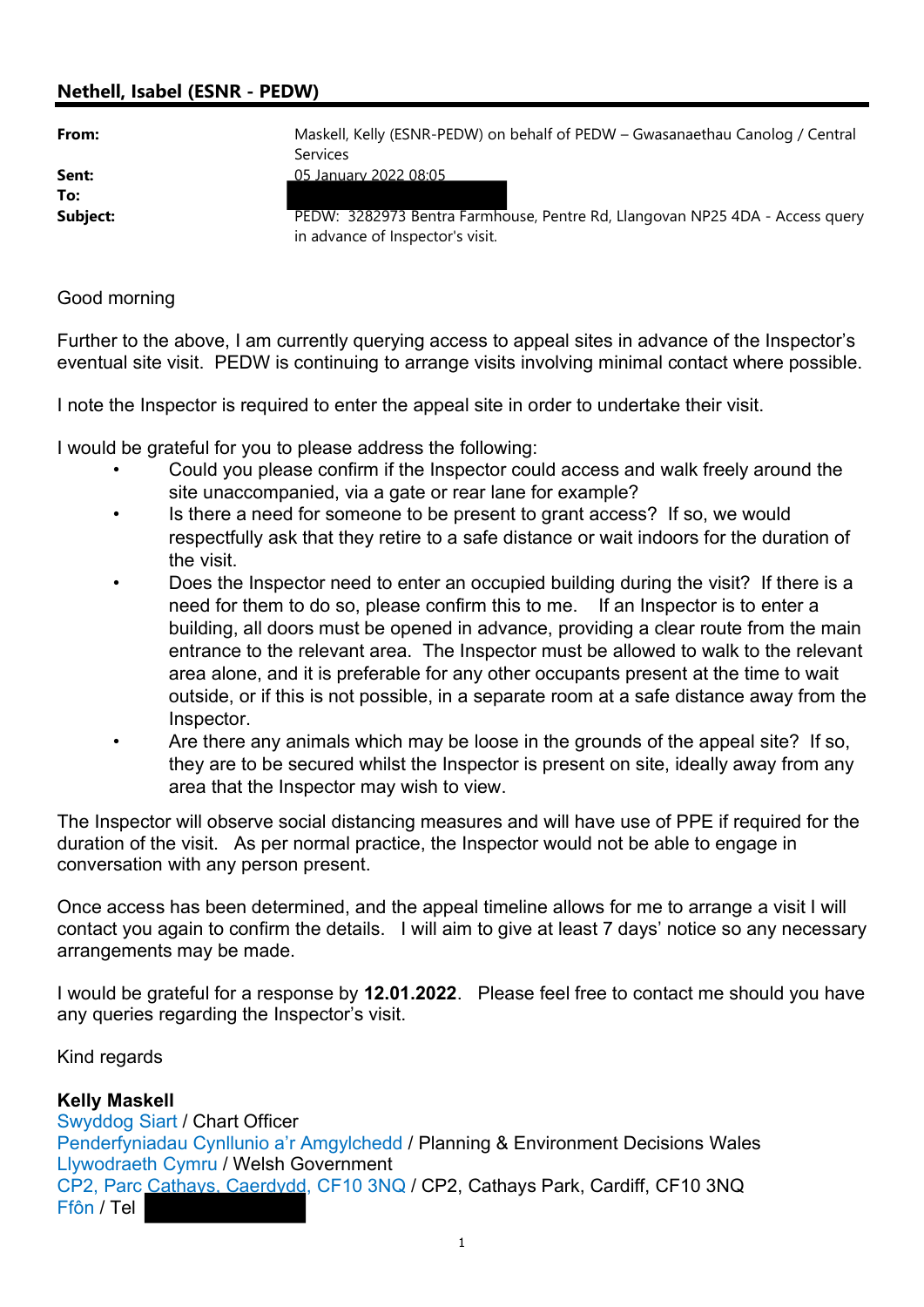## Nethell, Isabel (ESNR - PEDW)

| | |
|---|---|
| **From:** | Maskell, Kelly (ESNR-PEDW) on behalf of PEDW – Gwasanaethau Canolog / Central Services |
| **Sent:** | 05 January 2022 08:05 |
| **To:** | |
| **Subject:** | PEDW: 3282973 Bentra Farmhouse, Pentre Rd, Llangovan NP25 4DA - Access query in advance of Inspector's visit. |

Good morning

Further to the above, I am currently querying access to appeal sites in advance of the Inspector's eventual site visit. PEDW is continuing to arrange visits involving minimal contact where possible.

I note the Inspector is required to enter the appeal site in order to undertake their visit.

I would be grateful for you to please address the following:

- Could you please confirm if the Inspector could access and walk freely around the site unaccompanied, via a gate or rear lane for example?
- Is there a need for someone to be present to grant access? If so, we would respectfully ask that they retire to a safe distance or wait indoors for the duration of the visit.
- Does the Inspector need to enter an occupied building during the visit? If there is a need for them to do so, please confirm this to me. If an Inspector is to enter a building, all doors must be opened in advance, providing a clear route from the main entrance to the relevant area. The Inspector must be allowed to walk to the relevant area alone, and it is preferable for any other occupants present at the time to wait outside, or if this is not possible, in a separate room at a safe distance away from the Inspector.
- Are there any animals which may be loose in the grounds of the appeal site? If so, they are to be secured whilst the Inspector is present on site, ideally away from any area that the Inspector may wish to view.

The Inspector will observe social distancing measures and will have use of PPE if required for the duration of the visit. As per normal practice, the Inspector would not be able to engage in conversation with any person present.

Once access has been determined, and the appeal timeline allows for me to arrange a visit I will contact you again to confirm the details. I will aim to give at least 7 days' notice so any necessary arrangements may be made.

I would be grateful for a response by **12.01.2022**. Please feel free to contact me should you have any queries regarding the Inspector's visit.

Kind regards

**Kelly Maskell**
Swyddog Siart / Chart Officer
Penderfyniadau Cynllunio a'r Amgylchedd / Planning & Environment Decisions Wales
Llywodraeth Cymru / Welsh Government
CP2, Parc Cathays, Caerdydd, CF10 3NQ / CP2, Cathays Park, Cardiff, CF10 3NQ
Ffôn / Tel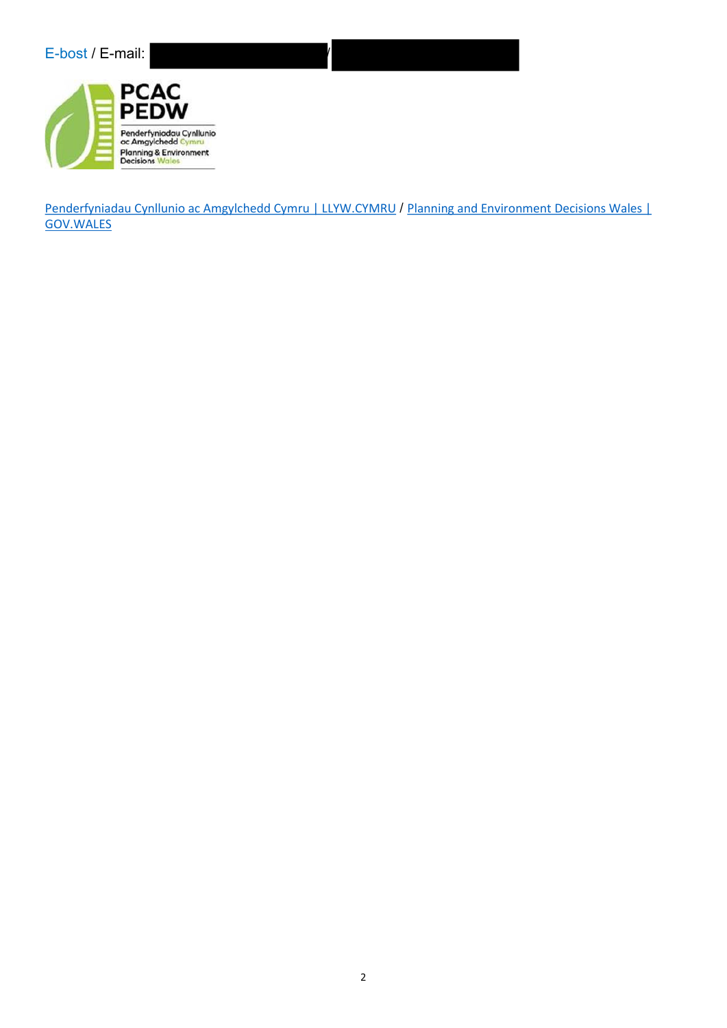E-bost / E-mail: /

PCAC
PEDW

Penderfyniadau Cynllunio ac Amgylchedd Cymru
Planning & Environment Decisions Wales

[Penderfyniadau Cynllunio ac Amgylchedd Cymru | LLYW.CYMRU] / [Planning and Environment Decisions Wales | GOV.WALES]